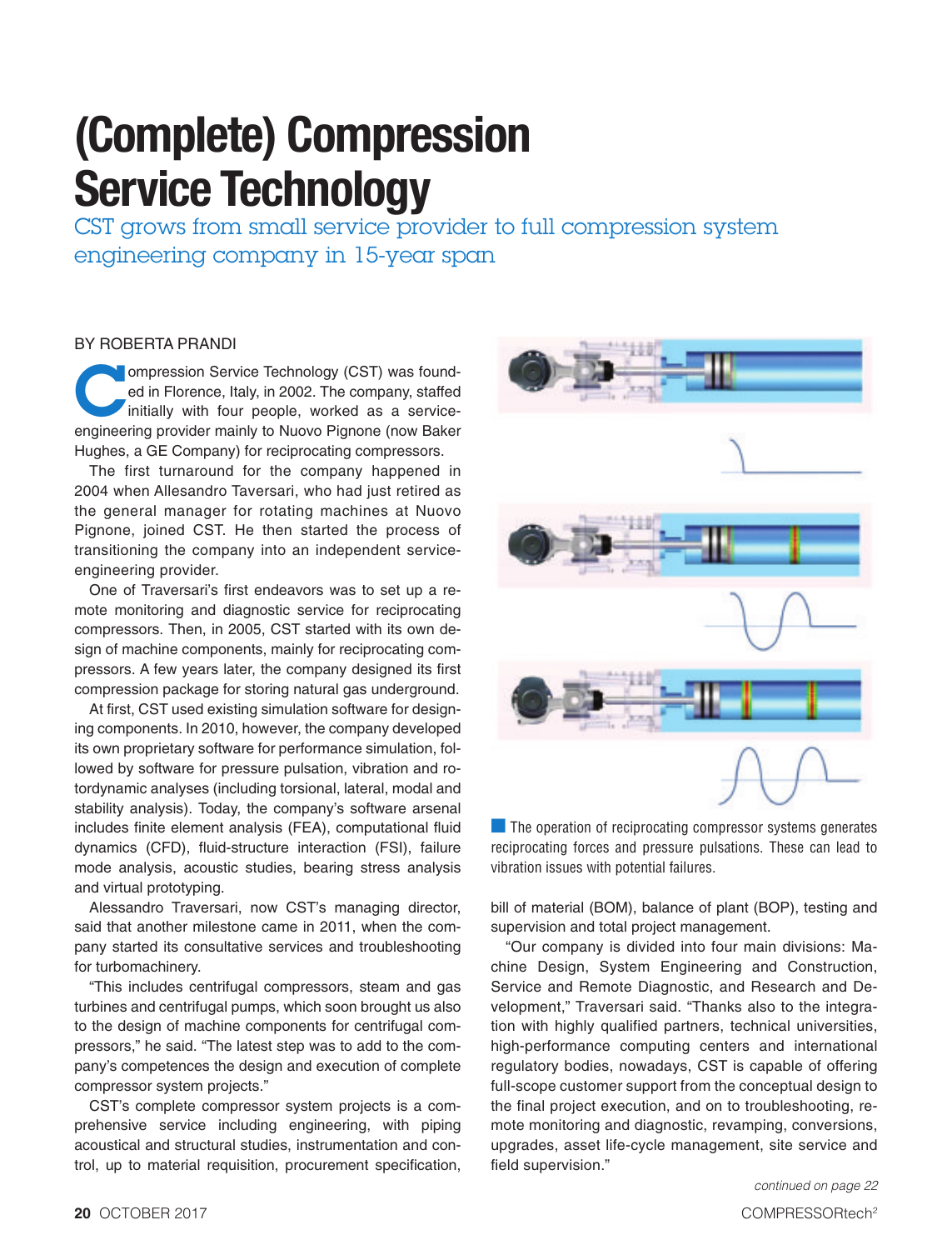# (Complete) Compression Service Technology

## CST grows from small service provider to full compression system engineering company in 15-year span

BY ROBERTA PRANDI

Compression Service Technology (CST) was founded in Florence, Italy, in 2002. The company, staffed initially with four people, worked as a service-engineering provider mainly to Nuovo Pignone (now Baker Hughes, a GE Company) for reciprocating compressors.

The first turnaround for the company happened in 2004 when Allesandro Taversari, who had just retired as the general manager for rotating machines at Nuovo Pignone, joined CST. He then started the process of transitioning the company into an independent service-engineering provider.

One of Traversari's first endeavors was to set up a remote monitoring and diagnostic service for reciprocating compressors. Then, in 2005, CST started with its own design of machine components, mainly for reciprocating compressors. A few years later, the company designed its first compression package for storing natural gas underground.

At first, CST used existing simulation software for designing components. In 2010, however, the company developed its own proprietary software for performance simulation, followed by software for pressure pulsation, vibration and rotordynamic analyses (including torsional, lateral, modal and stability analysis). Today, the company's software arsenal includes finite element analysis (FEA), computational fluid dynamics (CFD), fluid-structure interaction (FSI), failure mode analysis, acoustic studies, bearing stress analysis and virtual prototyping.

Alessandro Traversari, now CST's managing director, said that another milestone came in 2011, when the company started its consultative services and troubleshooting for turbomachinery.

"This includes centrifugal compressors, steam and gas turbines and centrifugal pumps, which soon brought us also to the design of machine components for centrifugal compressors," he said. "The latest step was to add to the company's competences the design and execution of complete compressor system projects."

CST's complete compressor system projects is a comprehensive service including engineering, with piping acoustical and structural studies, instrumentation and control, up to material requisition, procurement specification, bill of material (BOM), balance of plant (BOP), testing and supervision and total project management.

The operation of reciprocating compressor systems generates reciprocating forces and pressure pulsations. These can lead to vibration issues with potential failures.

"Our company is divided into four main divisions: Machine Design, System Engineering and Construction, Service and Remote Diagnostic, and Research and Development," Traversari said. "Thanks also to the integration with highly qualified partners, technical universities, high-performance computing centers and international regulatory bodies, nowadays, CST is capable of offering full-scope customer support from the conceptual design to the final project execution, and on to troubleshooting, remote monitoring and diagnostic, revamping, conversions, upgrades, asset life-cycle management, site service and field supervision."

*continued on page 22*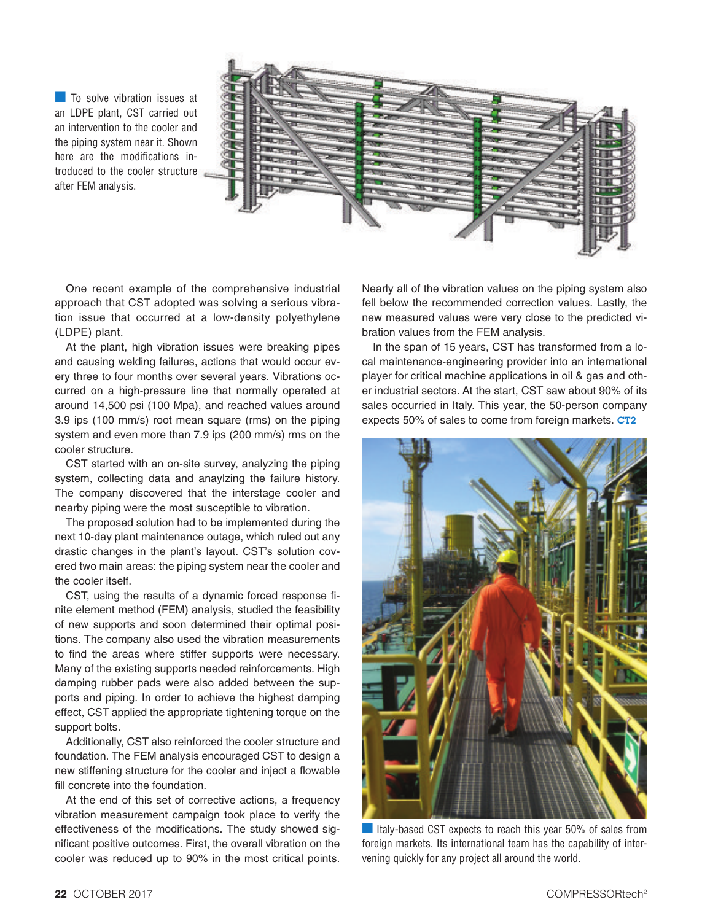To solve vibration issues at an LDPE plant, CST carried out an intervention to the cooler and the piping system near it. Shown here are the modifications introduced to the cooler structure after FEM analysis.

One recent example of the comprehensive industrial approach that CST adopted was solving a serious vibration issue that occurred at a low-density polyethylene (LDPE) plant.

At the plant, high vibration issues were breaking pipes and causing welding failures, actions that would occur every three to four months over several years. Vibrations occurred on a high-pressure line that normally operated at around 14,500 psi (100 Mpa), and reached values around 3.9 ips (100 mm/s) root mean square (rms) on the piping system and even more than 7.9 ips (200 mm/s) rms on the cooler structure.

CST started with an on-site survey, analyzing the piping system, collecting data and anaylzing the failure history. The company discovered that the interstage cooler and nearby piping were the most susceptible to vibration.

The proposed solution had to be implemented during the next 10-day plant maintenance outage, which ruled out any drastic changes in the plant's layout. CST's solution covered two main areas: the piping system near the cooler and the cooler itself.

CST, using the results of a dynamic forced response finite element method (FEM) analysis, studied the feasibility of new supports and soon determined their optimal positions. The company also used the vibration measurements to find the areas where stiffer supports were necessary. Many of the existing supports needed reinforcements. High damping rubber pads were also added between the supports and piping. In order to achieve the highest damping effect, CST applied the appropriate tightening torque on the support bolts.

Additionally, CST also reinforced the cooler structure and foundation. The FEM analysis encouraged CST to design a new stiffening structure for the cooler and inject a flowable fill concrete into the foundation.

At the end of this set of corrective actions, a frequency vibration measurement campaign took place to verify the effectiveness of the modifications. The study showed significant positive outcomes. First, the overall vibration on the cooler was reduced up to 90% in the most critical points. Nearly all of the vibration values on the piping system also fell below the recommended correction values. Lastly, the new measured values were very close to the predicted vibration values from the FEM analysis.

In the span of 15 years, CST has transformed from a local maintenance-engineering provider into an international player for critical machine applications in oil & gas and other industrial sectors. At the start, CST saw about 90% of its sales occurried in Italy. This year, the 50-person company expects 50% of sales to come from foreign markets. **CT2**

Italy-based CST expects to reach this year 50% of sales from foreign markets. Its international team has the capability of intervening quickly for any project all around the world.